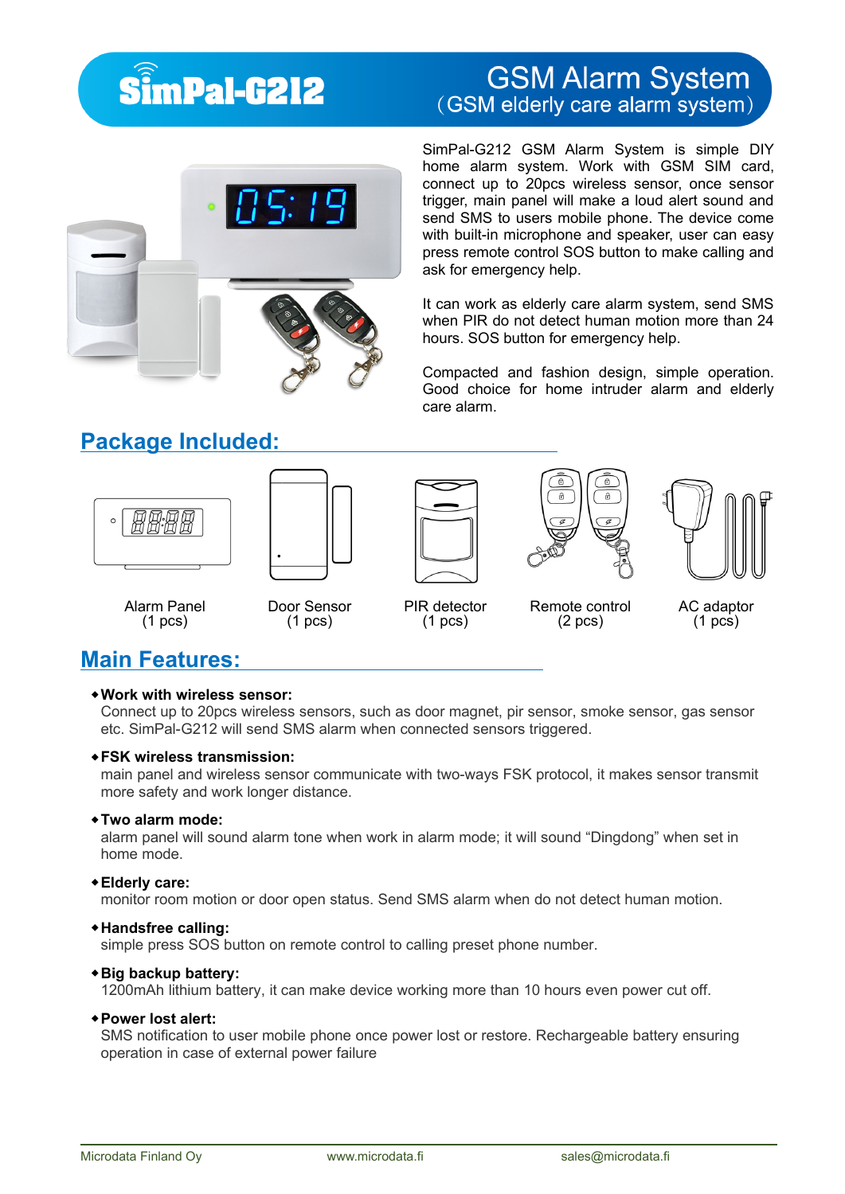# SimPal-G212

## GSM Alarm System
（GSM elderly care alarm system）

SimPal-G212 GSM Alarm System is simple DIY home alarm system. Work with GSM SIM card, connect up to 20pcs wireless sensor, once sensor trigger, main panel will make a loud alert sound and send SMS to users mobile phone. The device come with built-in microphone and speaker, user can easy press remote control SOS button to make calling and ask for emergency help.

It can work as elderly care alarm system, send SMS when PIR do not detect human motion more than 24 hours. SOS button for emergency help.

Compacted and fashion design, simple operation. Good choice for home intruder alarm and elderly care alarm.

## Package Included:

| Alarm Panel (1 pcs) | Door Sensor (1 pcs) | PIR detector (1 pcs) | Remote control (2 pcs) | AC adaptor (1 pcs) |
|---|---|---|---|---|

## Main Features:

- **Work with wireless sensor:**
  Connect up to 20pcs wireless sensors, such as door magnet, pir sensor, smoke sensor, gas sensor etc. SimPal-G212 will send SMS alarm when connected sensors triggered.
- **FSK wireless transmission:**
  main panel and wireless sensor communicate with two-ways FSK protocol, it makes sensor transmit more safety and work longer distance.
- **Two alarm mode:**
  alarm panel will sound alarm tone when work in alarm mode; it will sound “Dingdong” when set in home mode.
- **Elderly care:**
  monitor room motion or door open status. Send SMS alarm when do not detect human motion.
- **Handsfree calling:**
  simple press SOS button on remote control to calling preset phone number.
- **Big backup battery:**
  1200mAh lithium battery, it can make device working more than 10 hours even power cut off.
- **Power lost alert:**
  SMS notification to user mobile phone once power lost or restore. Rechargeable battery ensuring operation in case of external power failure

Microdata Finland Oy www.microdata.fi sales@microdata.fi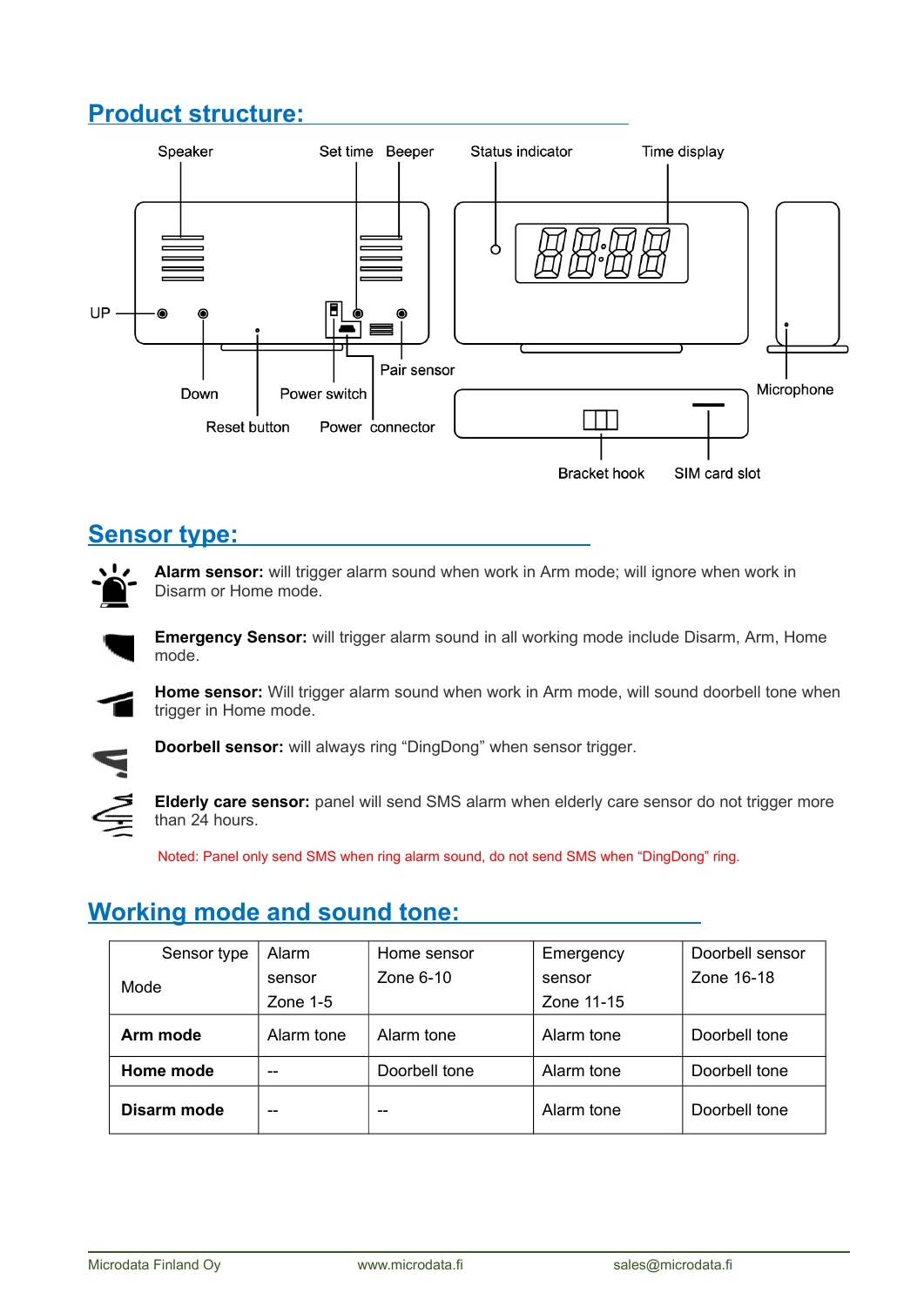## Product structure:

Speaker
Set time
Beeper
Status indicator
Time display
UP
Down
Power switch
Pair sensor
Microphone
Reset button
Power connector
Bracket hook
SIM card slot

## Sensor type:

**Alarm sensor:** will trigger alarm sound when work in Arm mode; will ignore when work in Disarm or Home mode.

**Emergency Sensor:** will trigger alarm sound in all working mode include Disarm, Arm, Home mode.

**Home sensor:** Will trigger alarm sound when work in Arm mode, will sound doorbell tone when trigger in Home mode.

**Doorbell sensor:** will always ring “DingDong” when sensor trigger.

**Elderly care sensor:** panel will send SMS alarm when elderly care sensor do not trigger more than 24 hours.

Noted: Panel only send SMS when ring alarm sound, do not send SMS when “DingDong” ring.

## Working mode and sound tone:

| Sensor type / Mode | Alarm sensor Zone 1-5 | Home sensor Zone 6-10 | Emergency sensor Zone 11-15 | Doorbell sensor Zone 16-18 |
|---|---|---|---|---|
| **Arm mode** | Alarm tone | Alarm tone | Alarm tone | Doorbell tone |
| **Home mode** | -- | Doorbell tone | Alarm tone | Doorbell tone |
| **Disarm mode** | -- | -- | Alarm tone | Doorbell tone |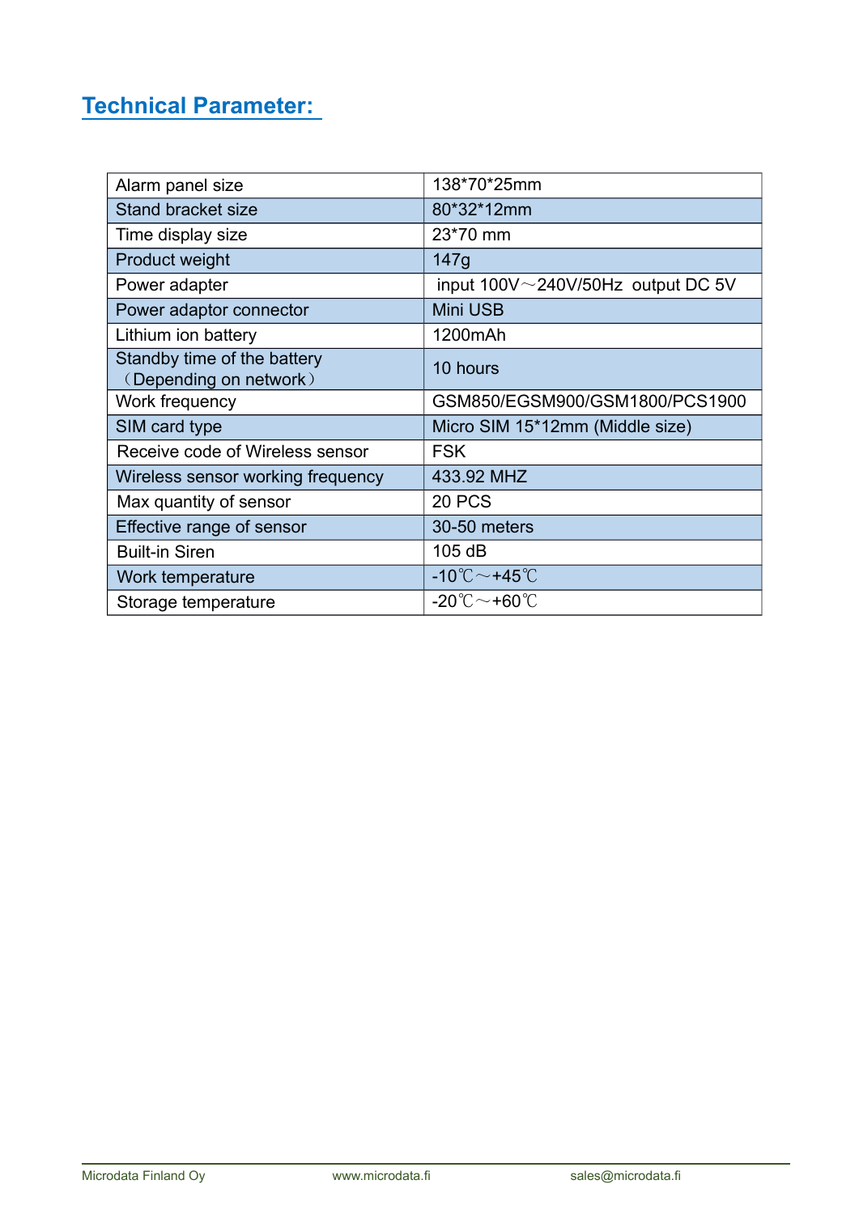## Technical Parameter:

| | |
|---|---|
| Alarm panel size | 138*70*25mm |
| Stand bracket size | 80*32*12mm |
| Time display size | 23*70 mm |
| Product weight | 147g |
| Power adapter | input 100V～240V/50Hz output DC 5V |
| Power adaptor connector | Mini USB |
| Lithium ion battery | 1200mAh |
| Standby time of the battery （Depending on network） | 10 hours |
| Work frequency | GSM850/EGSM900/GSM1800/PCS1900 |
| SIM card type | Micro SIM 15*12mm (Middle size) |
| Receive code of Wireless sensor | FSK |
| Wireless sensor working frequency | 433.92 MHZ |
| Max quantity of sensor | 20 PCS |
| Effective range of sensor | 30-50 meters |
| Built-in Siren | 105 dB |
| Work temperature | -10℃～+45℃ |
| Storage temperature | -20℃～+60℃ |